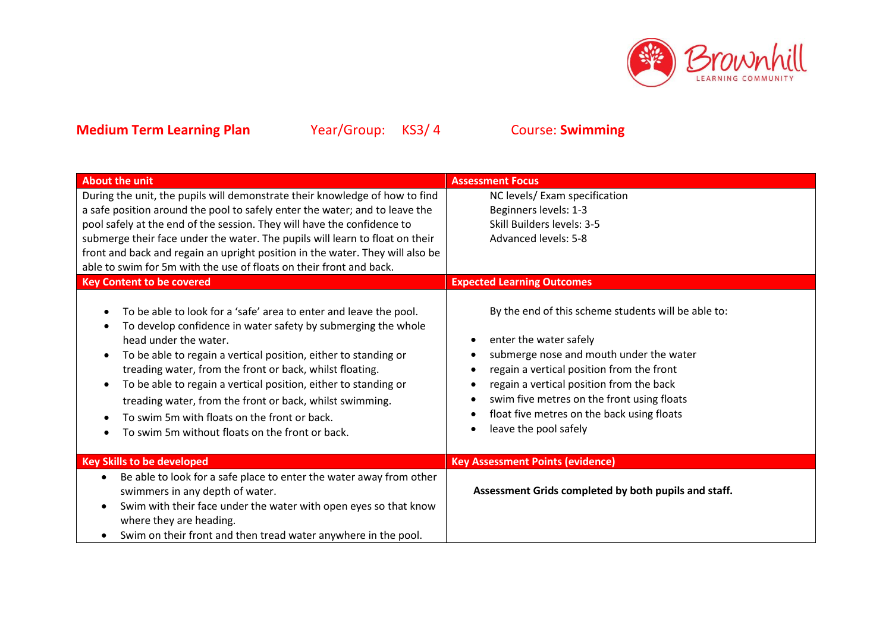Brownhill LEARNING COMMUNITY

**Medium Term Learning Plan** Year/Group: KS3/ 4 Course: **Swimming**

| **About the unit** | **Assessment Focus** |
|---|---|
| During the unit, the pupils will demonstrate their knowledge of how to find a safe position around the pool to safely enter the water; and to leave the pool safely at the end of the session. They will have the confidence to submerge their face under the water. The pupils will learn to float on their front and back and regain an upright position in the water. They will also be able to swim for 5m with the use of floats on their front and back. | NC levels/ Exam specification<br>Beginners levels: 1-3<br>Skill Builders levels: 3-5<br>Advanced levels: 5-8 |
| **Key Content to be covered** | **Expected Learning Outcomes** |
| • To be able to look for a 'safe' area to enter and leave the pool.<br>• To develop confidence in water safety by submerging the whole head under the water.<br>• To be able to regain a vertical position, either to standing or treading water, from the front or back, whilst floating.<br>• To be able to regain a vertical position, either to standing or treading water, from the front or back, whilst swimming.<br>• To swim 5m with floats on the front or back.<br>• To swim 5m without floats on the front or back. | By the end of this scheme students will be able to:<br>• enter the water safely<br>• submerge nose and mouth under the water<br>• regain a vertical position from the front<br>• regain a vertical position from the back<br>• swim five metres on the front using floats<br>• float five metres on the back using floats<br>• leave the pool safely |
| **Key Skills to be developed** | **Key Assessment Points (evidence)** |
| • Be able to look for a safe place to enter the water away from other swimmers in any depth of water.<br>• Swim with their face under the water with open eyes so that know where they are heading.<br>• Swim on their front and then tread water anywhere in the pool. | **Assessment Grids completed by both pupils and staff.** |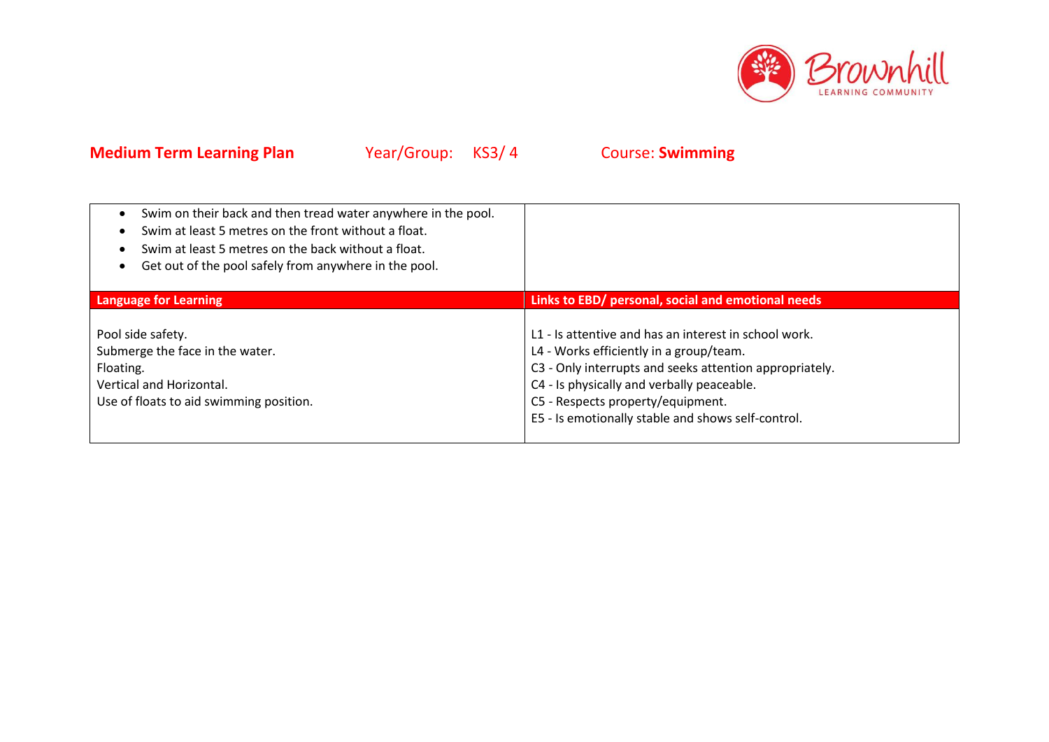**Medium Term Learning Plan** Year/Group: KS3/ 4 Course: **Swimming**

| | |
|---|---|
| • Swim on their back and then tread water anywhere in the pool.<br>• Swim at least 5 metres on the front without a float.<br>• Swim at least 5 metres on the back without a float.<br>• Get out of the pool safely from anywhere in the pool. | |
| **Language for Learning** | **Links to EBD/ personal, social and emotional needs** |
| Pool side safety.<br>Submerge the face in the water.<br>Floating.<br>Vertical and Horizontal.<br>Use of floats to aid swimming position. | L1 - Is attentive and has an interest in school work.<br>L4 - Works efficiently in a group/team.<br>C3 - Only interrupts and seeks attention appropriately.<br>C4 - Is physically and verbally peaceable.<br>C5 - Respects property/equipment.<br>E5 - Is emotionally stable and shows self-control. |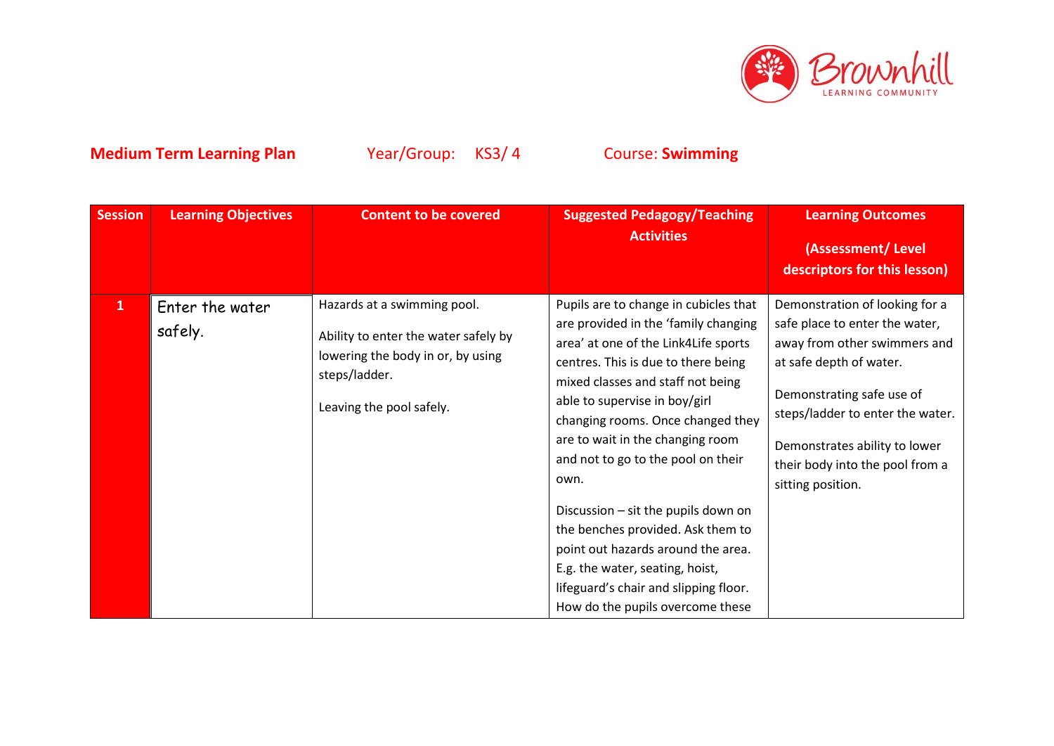**Medium Term Learning Plan** Year/Group: KS3/ 4 Course: **Swimming**

| Session | Learning Objectives | Content to be covered | Suggested Pedagogy/Teaching Activities | Learning Outcomes (Assessment/ Level descriptors for this lesson) |
|---|---|---|---|---|
| 1 | Enter the water safely. | Hazards at a swimming pool.<br><br>Ability to enter the water safely by lowering the body in or, by using steps/ladder.<br><br>Leaving the pool safely. | Pupils are to change in cubicles that are provided in the 'family changing area' at one of the Link4Life sports centres. This is due to there being mixed classes and staff not being able to supervise in boy/girl changing rooms. Once changed they are to wait in the changing room and not to go to the pool on their own.<br><br>Discussion – sit the pupils down on the benches provided. Ask them to point out hazards around the area. E.g. the water, seating, hoist, lifeguard's chair and slipping floor. How do the pupils overcome these | Demonstration of looking for a safe place to enter the water, away from other swimmers and at safe depth of water.<br><br>Demonstrating safe use of steps/ladder to enter the water.<br><br>Demonstrates ability to lower their body into the pool from a sitting position. |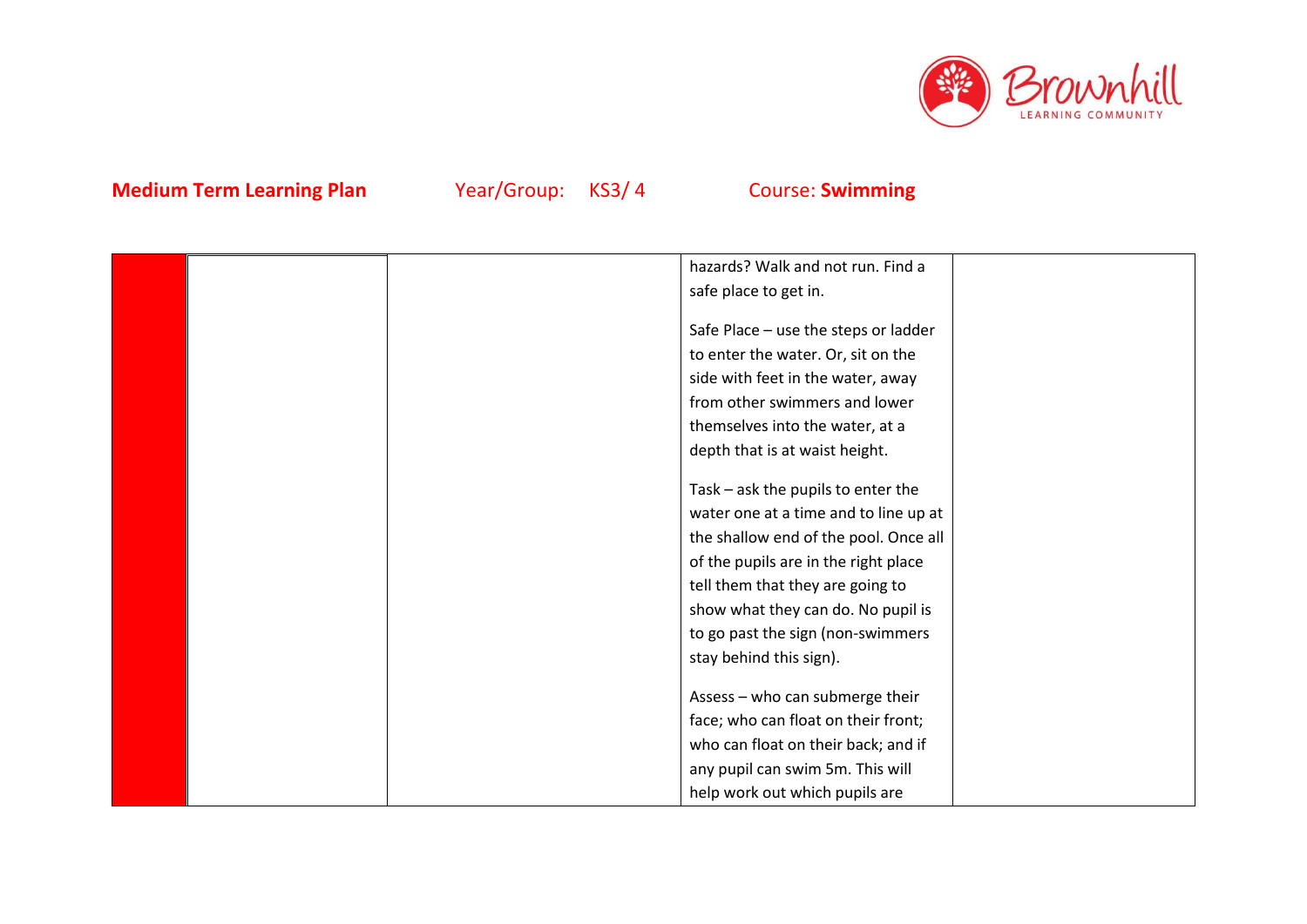**Medium Term Learning Plan** Year/Group: KS3/ 4 Course: **Swimming**

| | | | | |
|---|---|---|---|---|
| | | | hazards? Walk and not run. Find a safe place to get in.<br><br>Safe Place – use the steps or ladder to enter the water. Or, sit on the side with feet in the water, away from other swimmers and lower themselves into the water, at a depth that is at waist height.<br><br>Task – ask the pupils to enter the water one at a time and to line up at the shallow end of the pool. Once all of the pupils are in the right place tell them that they are going to show what they can do. No pupil is to go past the sign (non-swimmers stay behind this sign).<br><br>Assess – who can submerge their face; who can float on their front; who can float on their back; and if any pupil can swim 5m. This will help work out which pupils are | |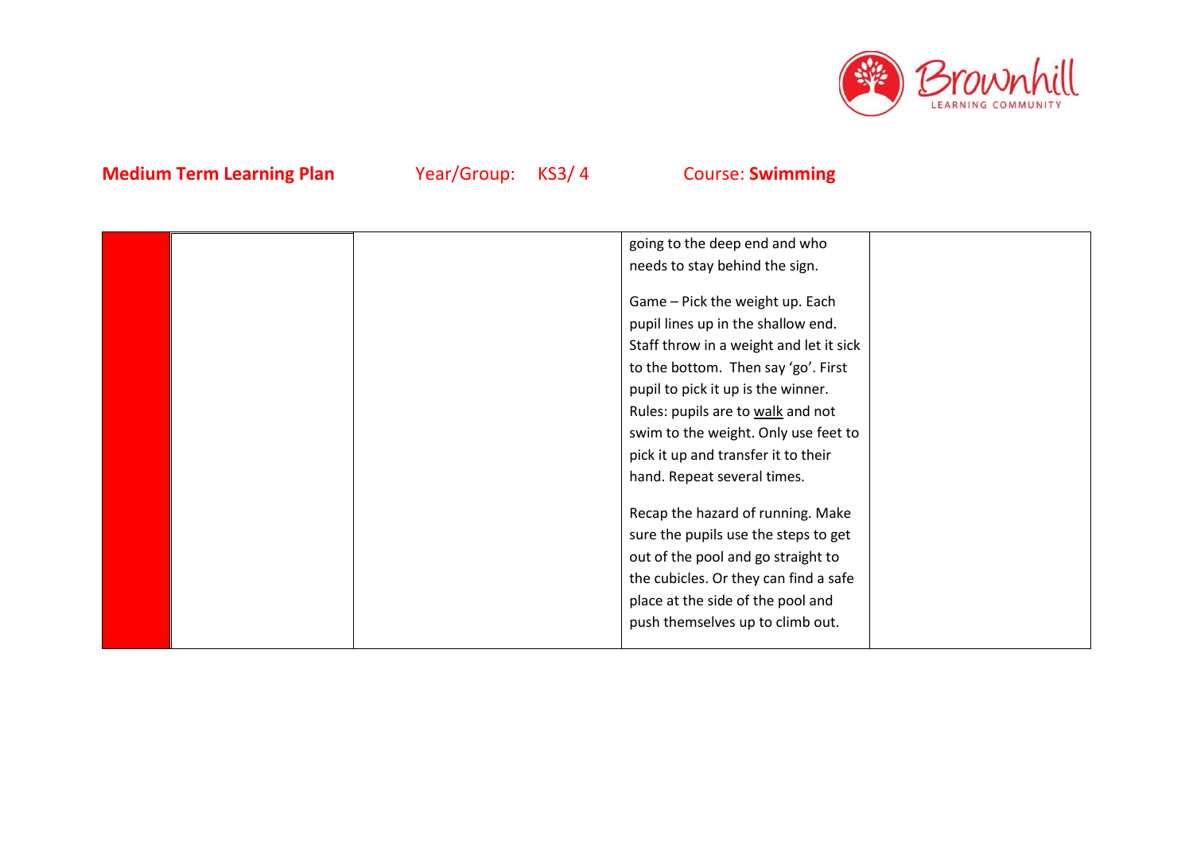**Medium Term Learning Plan** Year/Group: KS3/ 4 Course: **Swimming**

| | | | | |
|---|---|---|---|---|
| | | | going to the deep end and who needs to stay behind the sign.<br><br>Game – Pick the weight up. Each pupil lines up in the shallow end. Staff throw in a weight and let it sick to the bottom. Then say 'go'. First pupil to pick it up is the winner. Rules: pupils are to walk and not swim to the weight. Only use feet to pick it up and transfer it to their hand. Repeat several times.<br><br>Recap the hazard of running. Make sure the pupils use the steps to get out of the pool and go straight to the cubicles. Or they can find a safe place at the side of the pool and push themselves up to climb out. | |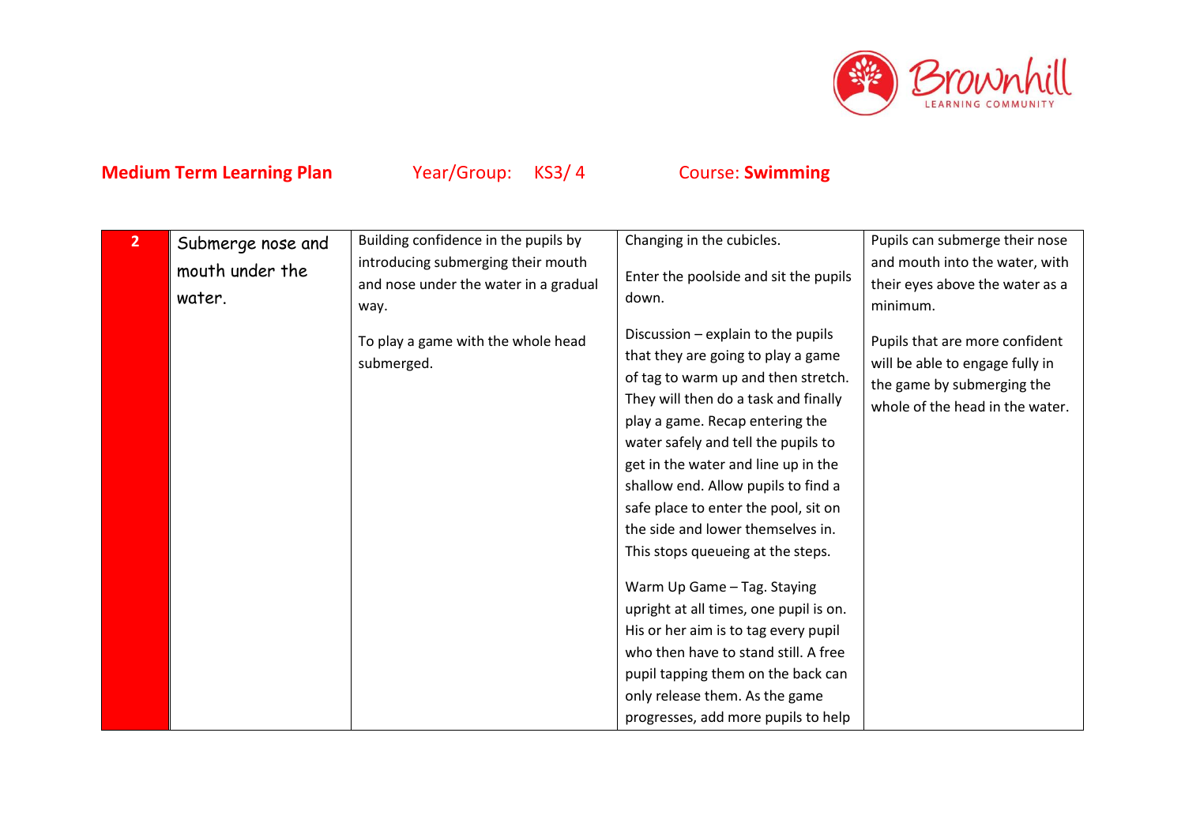**Medium Term Learning Plan** Year/Group: KS3/ 4 Course: **Swimming**

| | | | | |
|---|---|---|---|---|
| 2 | Submerge nose and mouth under the water. | Building confidence in the pupils by introducing submerging their mouth and nose under the water in a gradual way.<br><br>To play a game with the whole head submerged. | Changing in the cubicles.<br><br>Enter the poolside and sit the pupils down.<br><br>Discussion – explain to the pupils that they are going to play a game of tag to warm up and then stretch. They will then do a task and finally play a game. Recap entering the water safely and tell the pupils to get in the water and line up in the shallow end. Allow pupils to find a safe place to enter the pool, sit on the side and lower themselves in. This stops queueing at the steps.<br><br>Warm Up Game – Tag. Staying upright at all times, one pupil is on. His or her aim is to tag every pupil who then have to stand still. A free pupil tapping them on the back can only release them. As the game progresses, add more pupils to help | Pupils can submerge their nose and mouth into the water, with their eyes above the water as a minimum.<br><br>Pupils that are more confident will be able to engage fully in the game by submerging the whole of the head in the water. |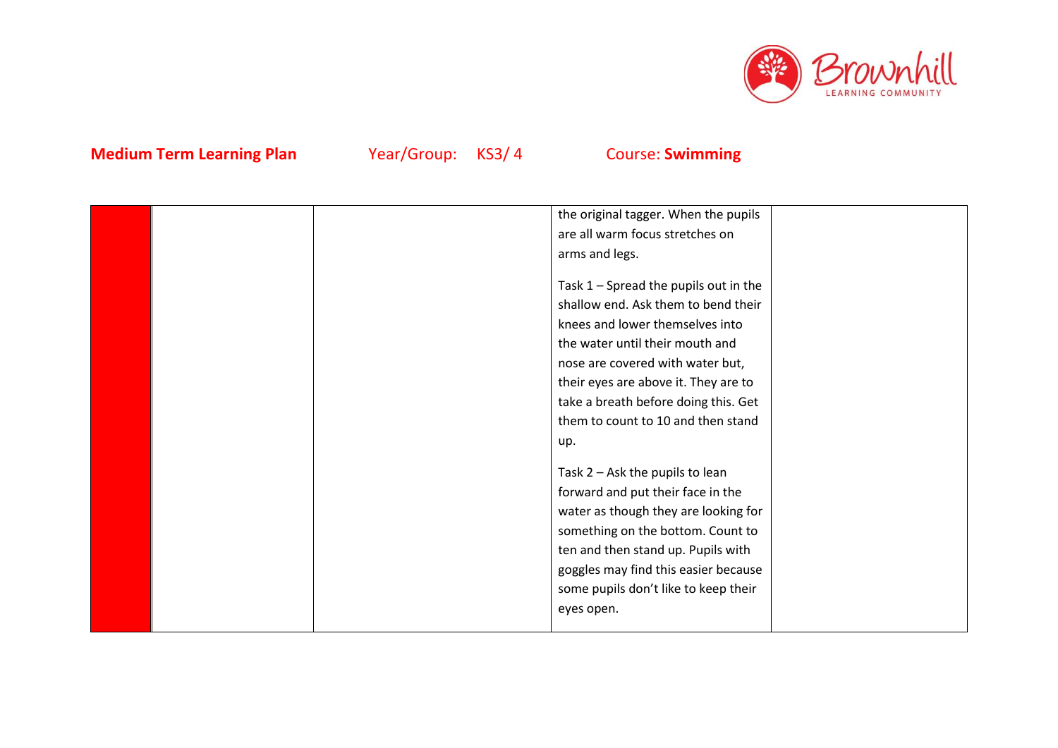**Medium Term Learning Plan** Year/Group: KS3/ 4 Course: **Swimming**

| | | | | |
|---|---|---|---|---|
| | | | the original tagger. When the pupils are all warm focus stretches on arms and legs.<br><br>Task 1 – Spread the pupils out in the shallow end. Ask them to bend their knees and lower themselves into the water until their mouth and nose are covered with water but, their eyes are above it. They are to take a breath before doing this. Get them to count to 10 and then stand up.<br><br>Task 2 – Ask the pupils to lean forward and put their face in the water as though they are looking for something on the bottom. Count to ten and then stand up. Pupils with goggles may find this easier because some pupils don't like to keep their eyes open. | |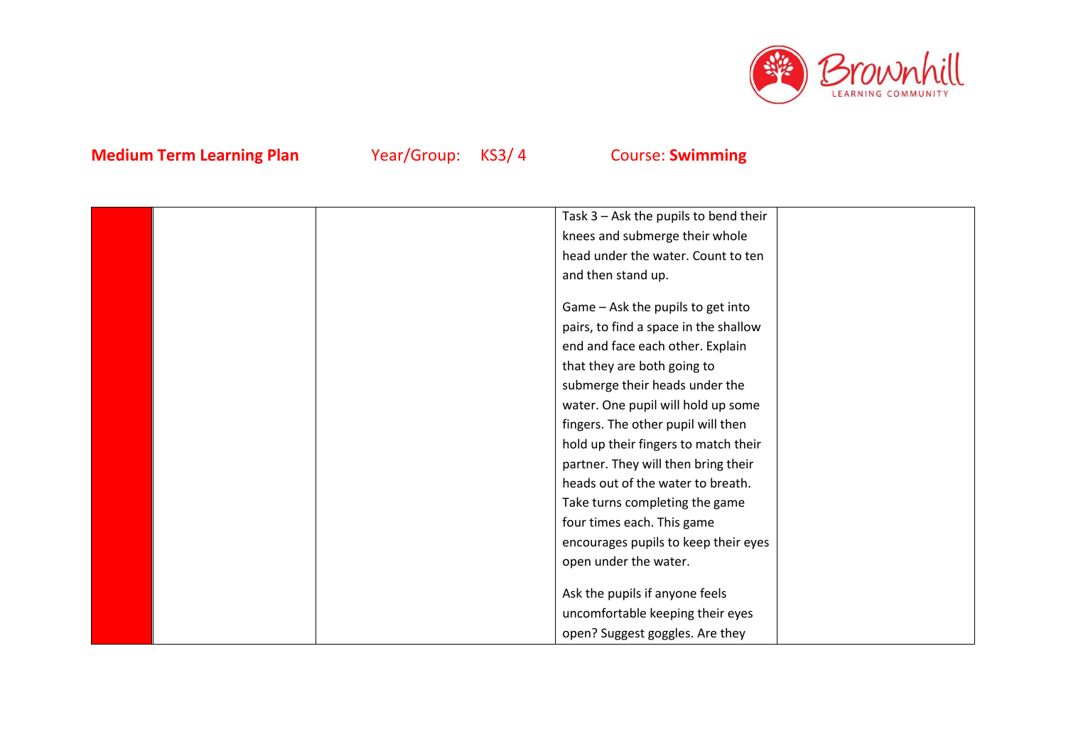**Medium Term Learning Plan** Year/Group: KS3/ 4 Course: **Swimming**

| | | | | |
|---|---|---|---|---|
| | | | Task 3 – Ask the pupils to bend their knees and submerge their whole head under the water. Count to ten and then stand up.<br><br>Game – Ask the pupils to get into pairs, to find a space in the shallow end and face each other. Explain that they are both going to submerge their heads under the water. One pupil will hold up some fingers. The other pupil will then hold up their fingers to match their partner. They will then bring their heads out of the water to breath. Take turns completing the game four times each. This game encourages pupils to keep their eyes open under the water.<br><br>Ask the pupils if anyone feels uncomfortable keeping their eyes open? Suggest goggles. Are they | |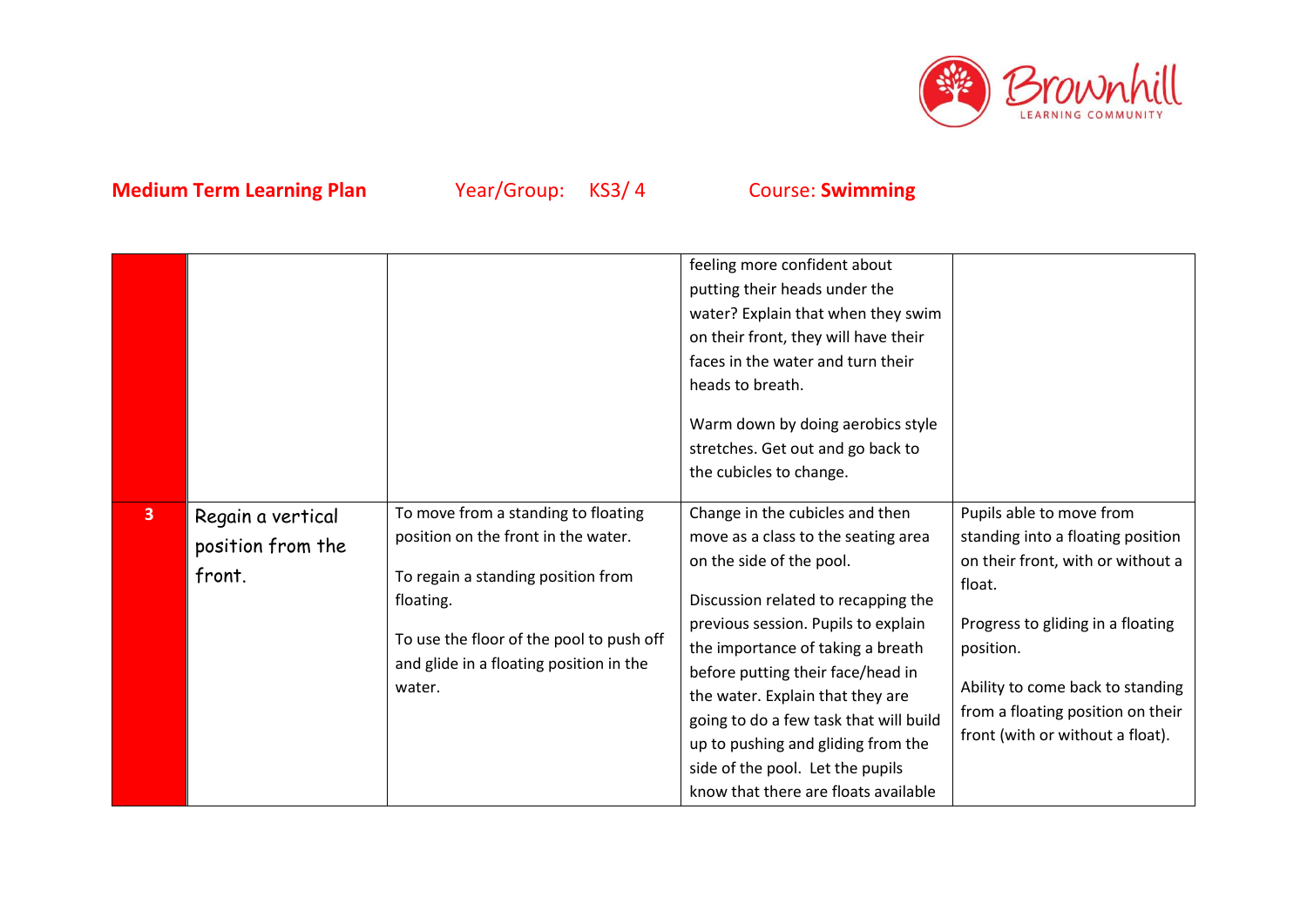**Medium Term Learning Plan** Year/Group: KS3/ 4 Course: **Swimming**

| | | | | |
|---|---|---|---|---|
| | | | feeling more confident about putting their heads under the water? Explain that when they swim on their front, they will have their faces in the water and turn their heads to breath.<br><br>Warm down by doing aerobics style stretches. Get out and go back to the cubicles to change. | |
| **3** | Regain a vertical position from the front. | To move from a standing to floating position on the front in the water.<br><br>To regain a standing position from floating.<br><br>To use the floor of the pool to push off and glide in a floating position in the water. | Change in the cubicles and then move as a class to the seating area on the side of the pool.<br><br>Discussion related to recapping the previous session. Pupils to explain the importance of taking a breath before putting their face/head in the water. Explain that they are going to do a few task that will build up to pushing and gliding from the side of the pool. Let the pupils know that there are floats available | Pupils able to move from standing into a floating position on their front, with or without a float.<br><br>Progress to gliding in a floating position.<br><br>Ability to come back to standing from a floating position on their front (with or without a float). |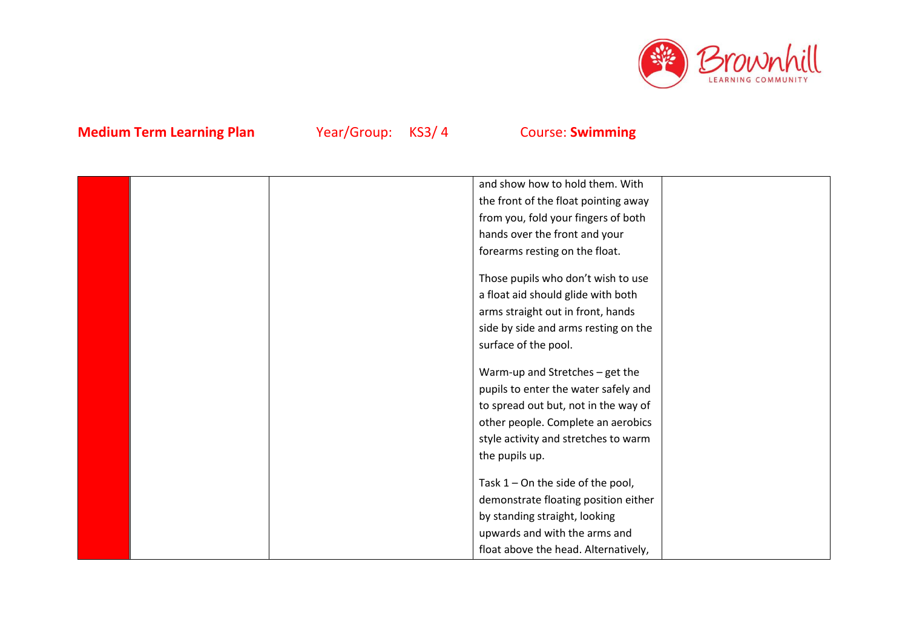**Medium Term Learning Plan** Year/Group: KS3/ 4 Course: **Swimming**

| | | | | |
|---|---|---|---|---|
| | | | and show how to hold them. With the front of the float pointing away from you, fold your fingers of both hands over the front and your forearms resting on the float.<br><br>Those pupils who don't wish to use a float aid should glide with both arms straight out in front, hands side by side and arms resting on the surface of the pool.<br><br>Warm-up and Stretches – get the pupils to enter the water safely and to spread out but, not in the way of other people. Complete an aerobics style activity and stretches to warm the pupils up.<br><br>Task 1 – On the side of the pool, demonstrate floating position either by standing straight, looking upwards and with the arms and float above the head. Alternatively, | |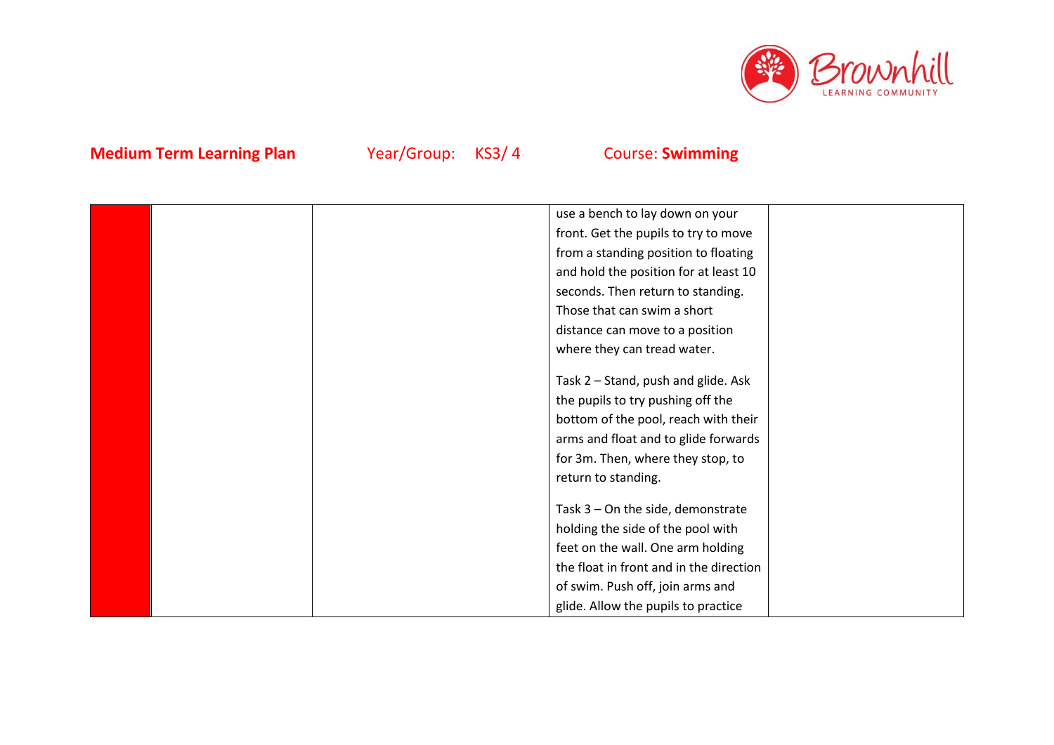**Medium Term Learning Plan** Year/Group: KS3/ 4 Course: **Swimming**

| | | | | |
|---|---|---|---|---|
| | | | use a bench to lay down on your front. Get the pupils to try to move from a standing position to floating and hold the position for at least 10 seconds. Then return to standing. Those that can swim a short distance can move to a position where they can tread water.<br><br>Task 2 – Stand, push and glide. Ask the pupils to try pushing off the bottom of the pool, reach with their arms and float and to glide forwards for 3m. Then, where they stop, to return to standing.<br><br>Task 3 – On the side, demonstrate holding the side of the pool with feet on the wall. One arm holding the float in front and in the direction of swim. Push off, join arms and glide. Allow the pupils to practice | |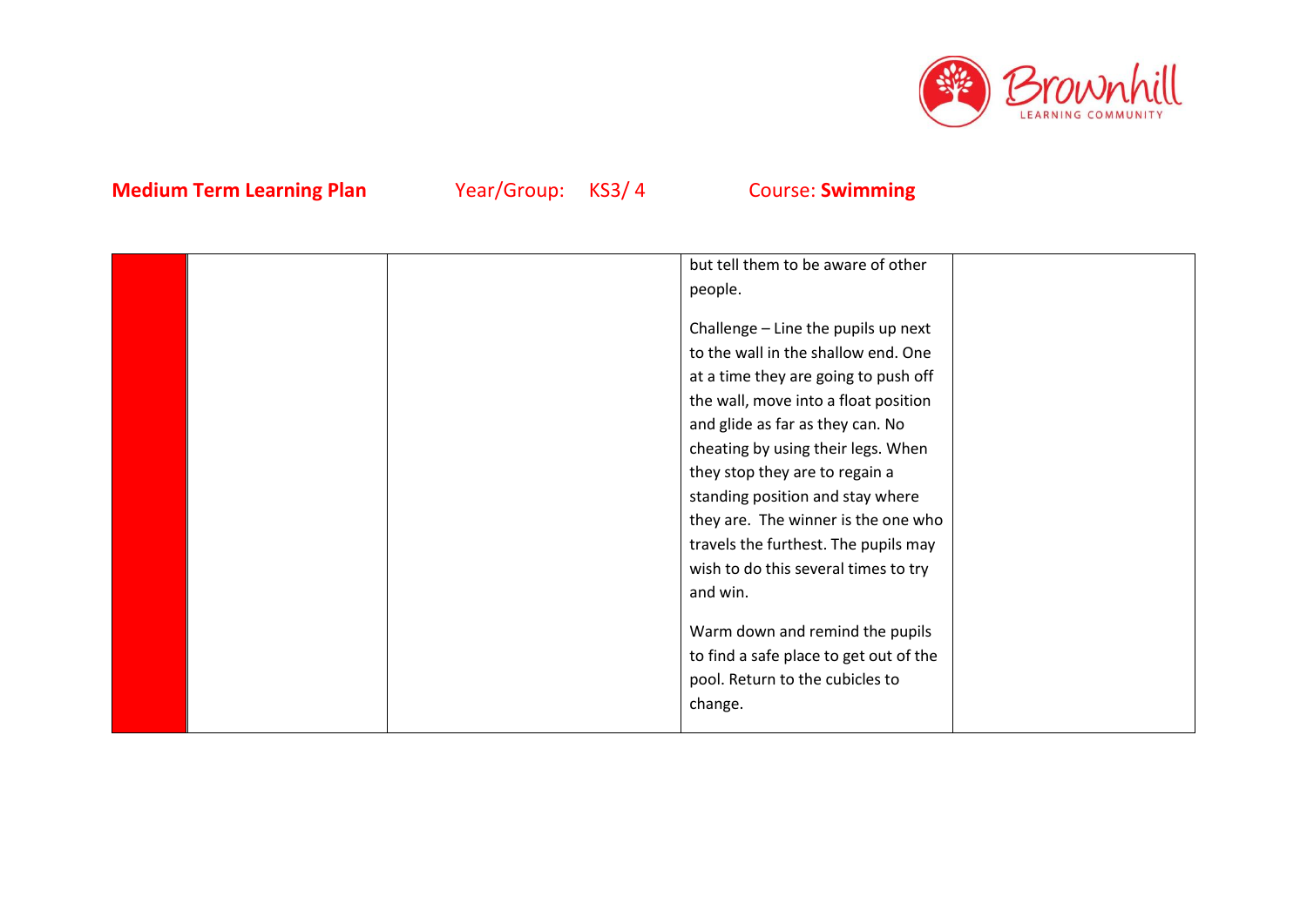**Medium Term Learning Plan** Year/Group: KS3/ 4 Course: **Swimming**

| | | | | |
|---|---|---|---|---|
| | | | but tell them to be aware of other people.<br><br>Challenge – Line the pupils up next to the wall in the shallow end. One at a time they are going to push off the wall, move into a float position and glide as far as they can. No cheating by using their legs. When they stop they are to regain a standing position and stay where they are. The winner is the one who travels the furthest. The pupils may wish to do this several times to try and win.<br><br>Warm down and remind the pupils to find a safe place to get out of the pool. Return to the cubicles to change. | |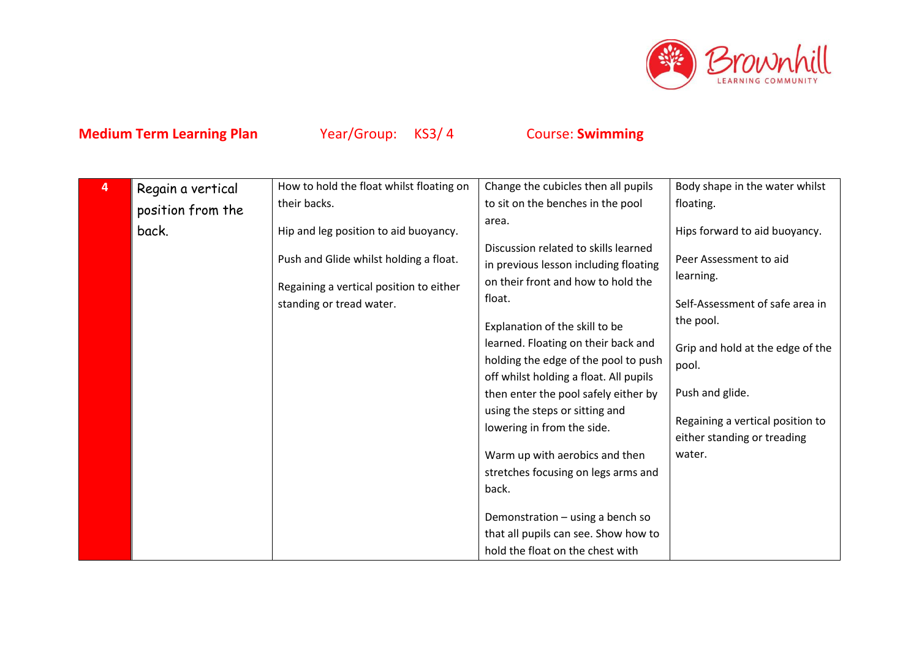**Medium Term Learning Plan** Year/Group: KS3/ 4 Course: **Swimming**

| 4 | Regain a vertical position from the back. | How to hold the float whilst floating on their backs.<br><br>Hip and leg position to aid buoyancy.<br><br>Push and Glide whilst holding a float.<br><br>Regaining a vertical position to either standing or tread water. | Change the cubicles then all pupils to sit on the benches in the pool area.<br><br>Discussion related to skills learned in previous lesson including floating on their front and how to hold the float.<br><br>Explanation of the skill to be learned. Floating on their back and holding the edge of the pool to push off whilst holding a float. All pupils then enter the pool safely either by using the steps or sitting and lowering in from the side.<br><br>Warm up with aerobics and then stretches focusing on legs arms and back.<br><br>Demonstration – using a bench so that all pupils can see. Show how to hold the float on the chest with | Body shape in the water whilst floating.<br><br>Hips forward to aid buoyancy.<br><br>Peer Assessment to aid learning.<br><br>Self-Assessment of safe area in the pool.<br><br>Grip and hold at the edge of the pool.<br><br>Push and glide.<br><br>Regaining a vertical position to either standing or treading water. |
|---|---|---|---|---|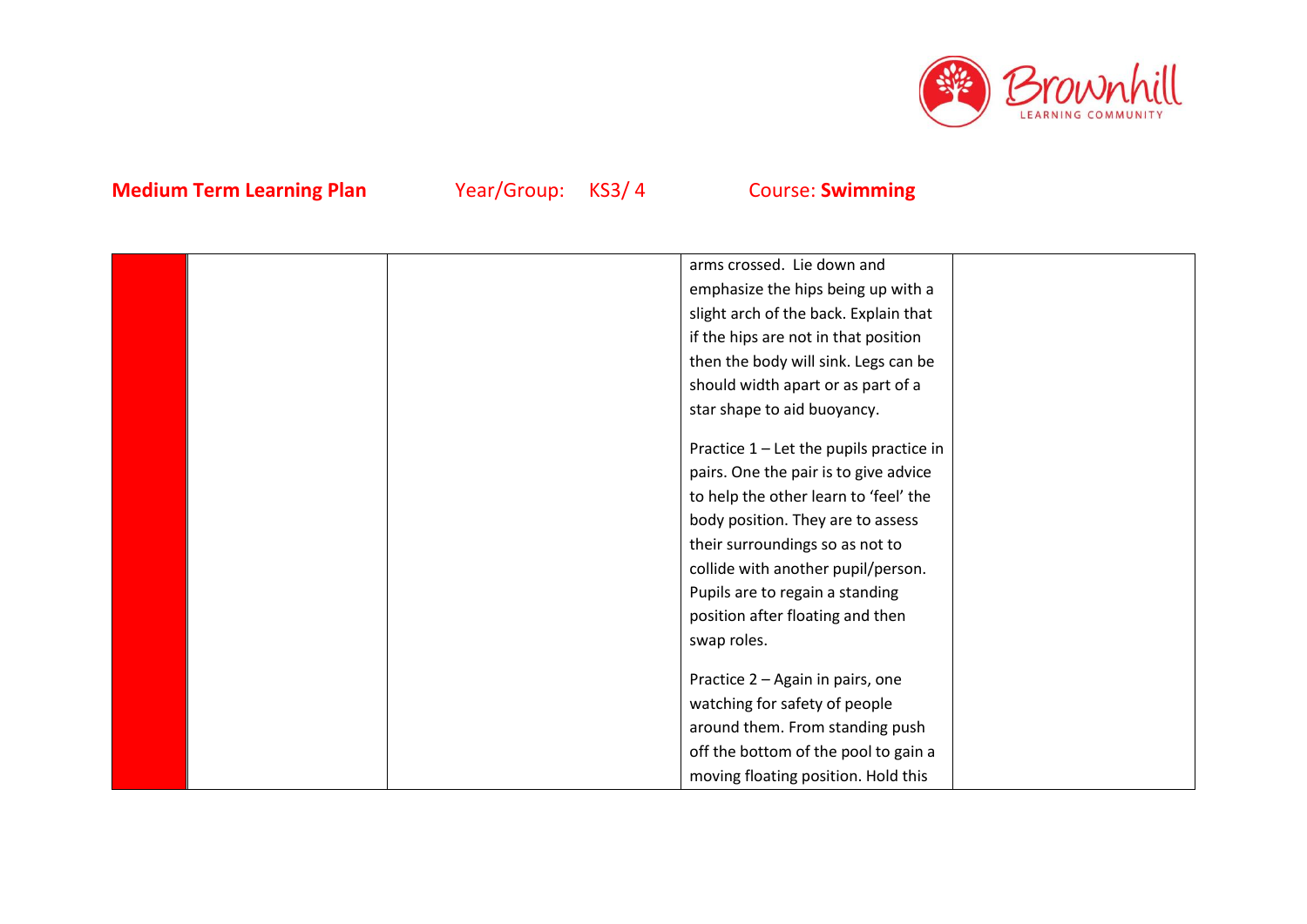**Medium Term Learning Plan** Year/Group: KS3/ 4 Course: **Swimming**

| | | | | |
|---|---|---|---|---|
| | | | arms crossed. Lie down and emphasize the hips being up with a slight arch of the back. Explain that if the hips are not in that position then the body will sink. Legs can be should width apart or as part of a star shape to aid buoyancy.<br><br>Practice 1 – Let the pupils practice in pairs. One the pair is to give advice to help the other learn to 'feel' the body position. They are to assess their surroundings so as not to collide with another pupil/person. Pupils are to regain a standing position after floating and then swap roles.<br><br>Practice 2 – Again in pairs, one watching for safety of people around them. From standing push off the bottom of the pool to gain a moving floating position. Hold this | |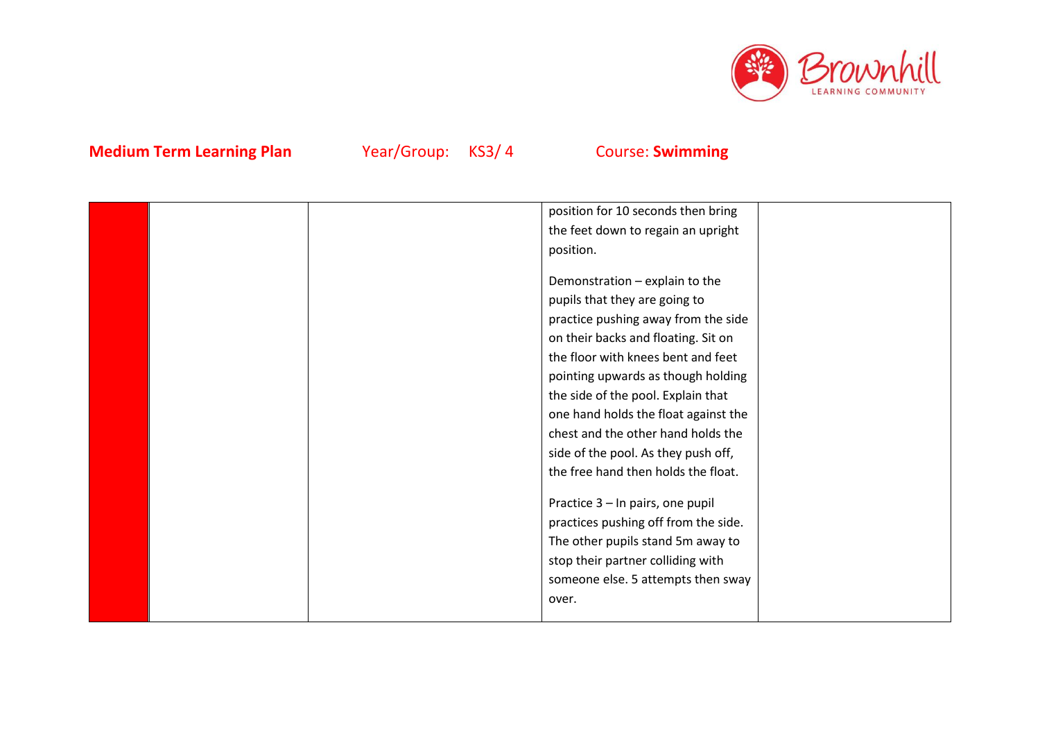**Medium Term Learning Plan** Year/Group: KS3/ 4 Course: **Swimming**

| | | | | |
|---|---|---|---|---|
| | | | position for 10 seconds then bring the feet down to regain an upright position.<br><br>Demonstration – explain to the pupils that they are going to practice pushing away from the side on their backs and floating. Sit on the floor with knees bent and feet pointing upwards as though holding the side of the pool. Explain that one hand holds the float against the chest and the other hand holds the side of the pool. As they push off, the free hand then holds the float.<br><br>Practice 3 – In pairs, one pupil practices pushing off from the side. The other pupils stand 5m away to stop their partner colliding with someone else. 5 attempts then sway over. | |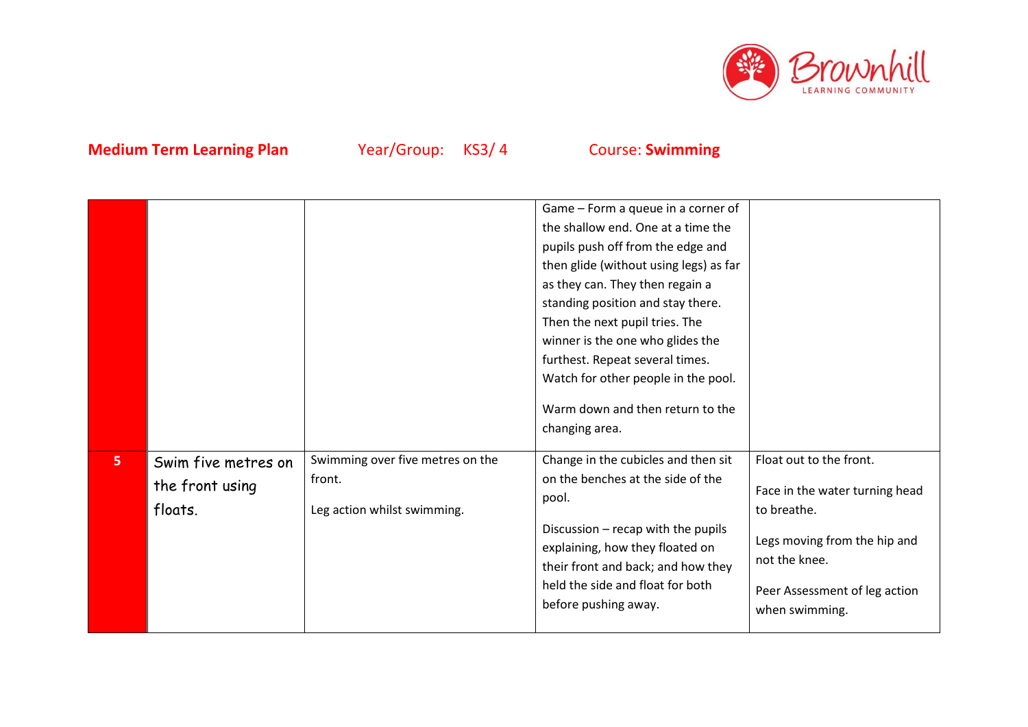**Medium Term Learning Plan** Year/Group: KS3/ 4 Course: **Swimming**

| | | | | |
|---|---|---|---|---|
| | | | Game – Form a queue in a corner of the shallow end. One at a time the pupils push off from the edge and then glide (without using legs) as far as they can. They then regain a standing position and stay there. Then the next pupil tries. The winner is the one who glides the furthest. Repeat several times. Watch for other people in the pool.<br><br>Warm down and then return to the changing area. | |
| **5** | Swim five metres on the front using floats. | Swimming over five metres on the front.<br><br>Leg action whilst swimming. | Change in the cubicles and then sit on the benches at the side of the pool.<br><br>Discussion – recap with the pupils explaining, how they floated on their front and back; and how they held the side and float for both before pushing away. | Float out to the front.<br><br>Face in the water turning head to breathe.<br><br>Legs moving from the hip and not the knee.<br><br>Peer Assessment of leg action when swimming. |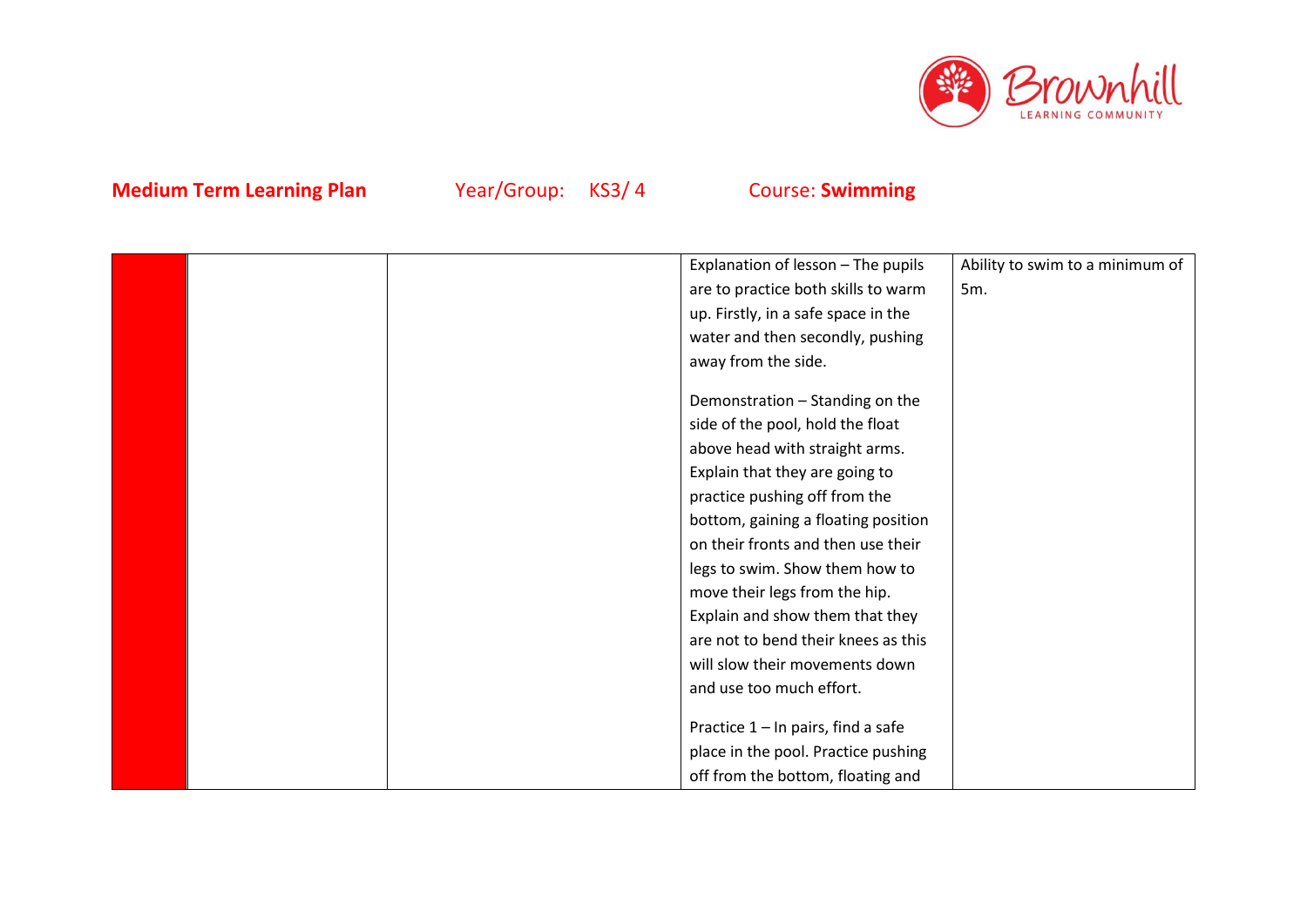**Medium Term Learning Plan** Year/Group: KS3/ 4 Course: **Swimming**

| | | | | |
|---|---|---|---|---|
| | | | Explanation of lesson – The pupils are to practice both skills to warm up. Firstly, in a safe space in the water and then secondly, pushing away from the side.<br><br>Demonstration – Standing on the side of the pool, hold the float above head with straight arms. Explain that they are going to practice pushing off from the bottom, gaining a floating position on their fronts and then use their legs to swim. Show them how to move their legs from the hip. Explain and show them that they are not to bend their knees as this will slow their movements down and use too much effort.<br><br>Practice 1 – In pairs, find a safe place in the pool. Practice pushing off from the bottom, floating and | Ability to swim to a minimum of 5m. |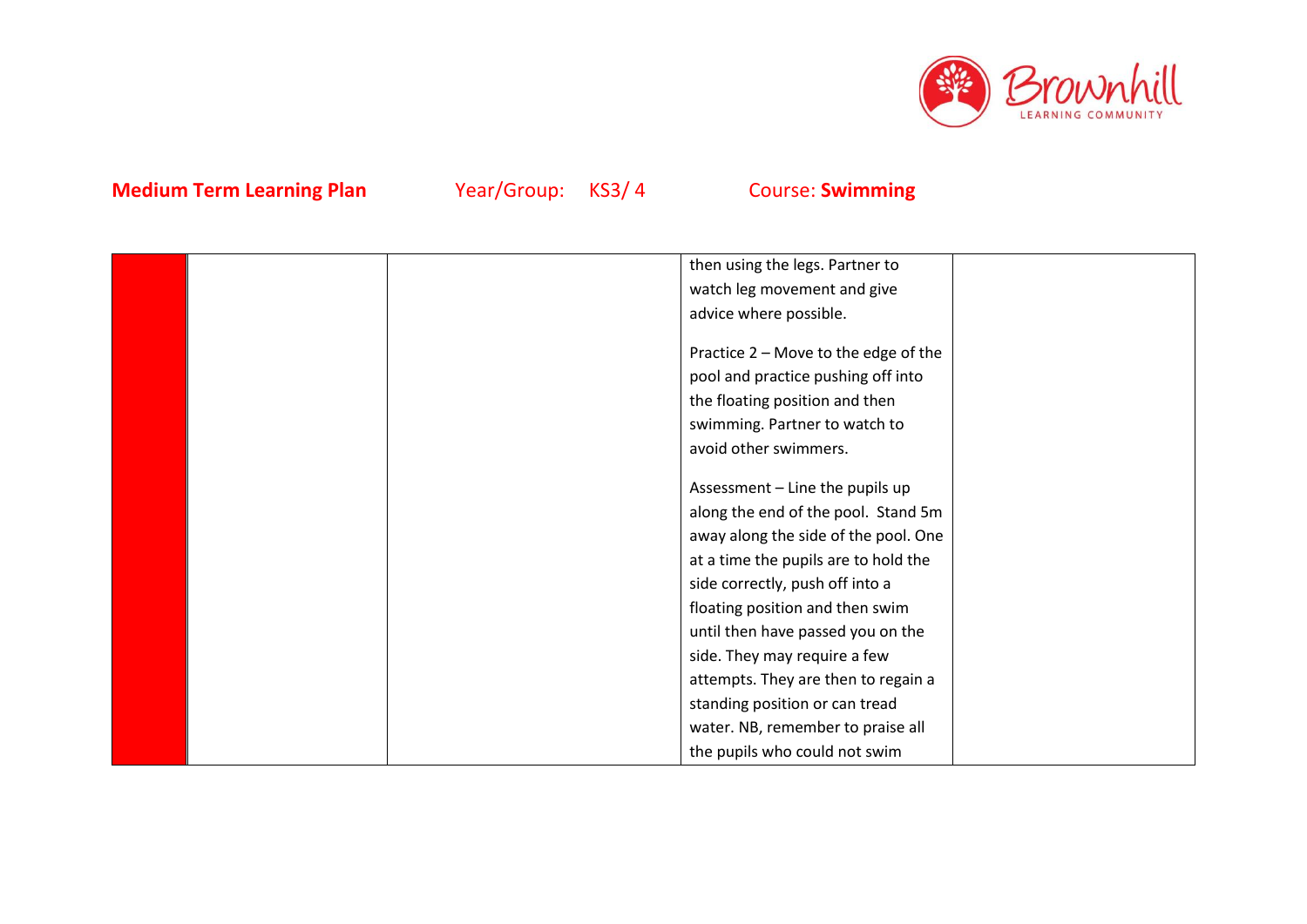**Medium Term Learning Plan** Year/Group: KS3/ 4 Course: **Swimming**

| | | | | |
|---|---|---|---|---|
| | | | then using the legs. Partner to watch leg movement and give advice where possible.<br><br>Practice 2 – Move to the edge of the pool and practice pushing off into the floating position and then swimming. Partner to watch to avoid other swimmers.<br><br>Assessment – Line the pupils up along the end of the pool. Stand 5m away along the side of the pool. One at a time the pupils are to hold the side correctly, push off into a floating position and then swim until then have passed you on the side. They may require a few attempts. They are then to regain a standing position or can tread water. NB, remember to praise all the pupils who could not swim | |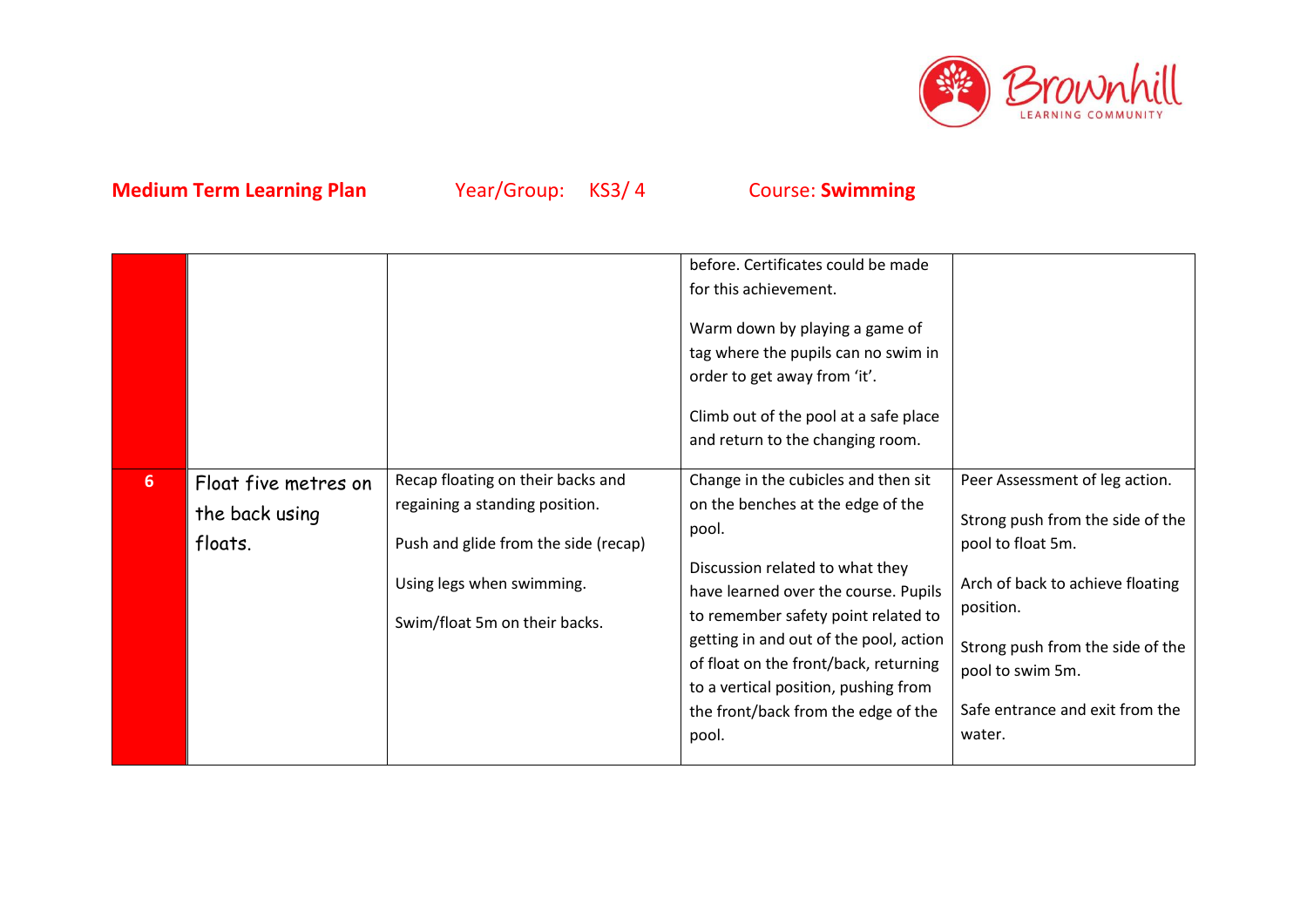**Medium Term Learning Plan** Year/Group: KS3/ 4 Course: **Swimming**

| | | | | |
|---|---|---|---|---|
| | | | before. Certificates could be made for this achievement.<br><br>Warm down by playing a game of tag where the pupils can no swim in order to get away from 'it'.<br><br>Climb out of the pool at a safe place and return to the changing room. | |
| **6** | Float five metres on the back using floats. | Recap floating on their backs and regaining a standing position.<br><br>Push and glide from the side (recap)<br><br>Using legs when swimming.<br><br>Swim/float 5m on their backs. | Change in the cubicles and then sit on the benches at the edge of the pool.<br><br>Discussion related to what they have learned over the course. Pupils to remember safety point related to getting in and out of the pool, action of float on the front/back, returning to a vertical position, pushing from the front/back from the edge of the pool. | Peer Assessment of leg action.<br><br>Strong push from the side of the pool to float 5m.<br><br>Arch of back to achieve floating position.<br><br>Strong push from the side of the pool to swim 5m.<br><br>Safe entrance and exit from the water. |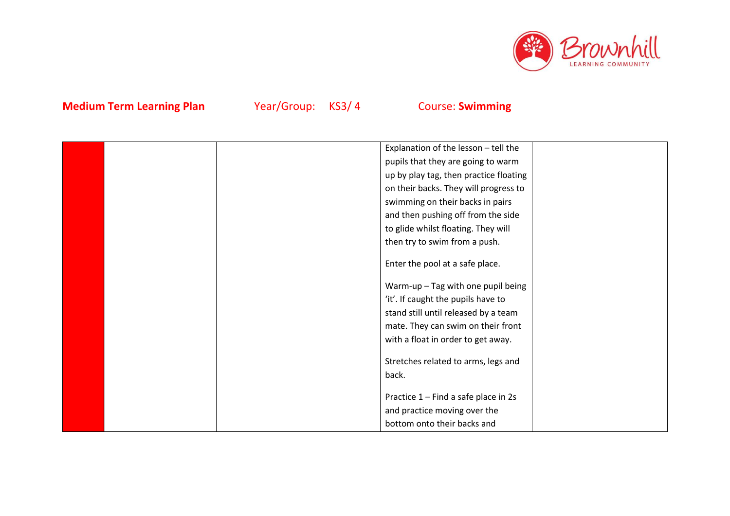**Medium Term Learning Plan** Year/Group: KS3/ 4 Course: **Swimming**

| | | | | |
|---|---|---|---|---|
| | | | Explanation of the lesson – tell the pupils that they are going to warm up by play tag, then practice floating on their backs. They will progress to swimming on their backs in pairs and then pushing off from the side to glide whilst floating. They will then try to swim from a push.<br><br>Enter the pool at a safe place.<br><br>Warm-up – Tag with one pupil being 'it'. If caught the pupils have to stand still until released by a team mate. They can swim on their front with a float in order to get away.<br><br>Stretches related to arms, legs and back.<br><br>Practice 1 – Find a safe place in 2s and practice moving over the bottom onto their backs and | |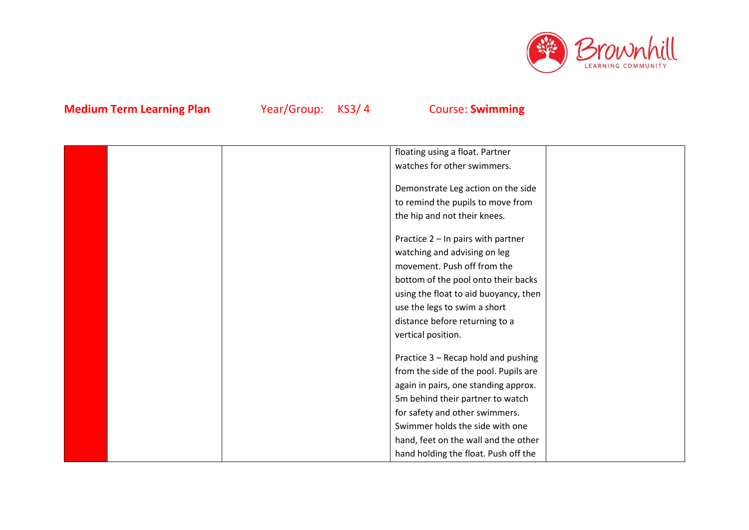**Medium Term Learning Plan** Year/Group: KS3/ 4 Course: **Swimming**

| | | | | |
|---|---|---|---|---|
| | | | floating using a float. Partner watches for other swimmers.<br><br>Demonstrate Leg action on the side to remind the pupils to move from the hip and not their knees.<br><br>Practice 2 – In pairs with partner watching and advising on leg movement. Push off from the bottom of the pool onto their backs using the float to aid buoyancy, then use the legs to swim a short distance before returning to a vertical position.<br><br>Practice 3 – Recap hold and pushing from the side of the pool. Pupils are again in pairs, one standing approx. 5m behind their partner to watch for safety and other swimmers. Swimmer holds the side with one hand, feet on the wall and the other hand holding the float. Push off the | |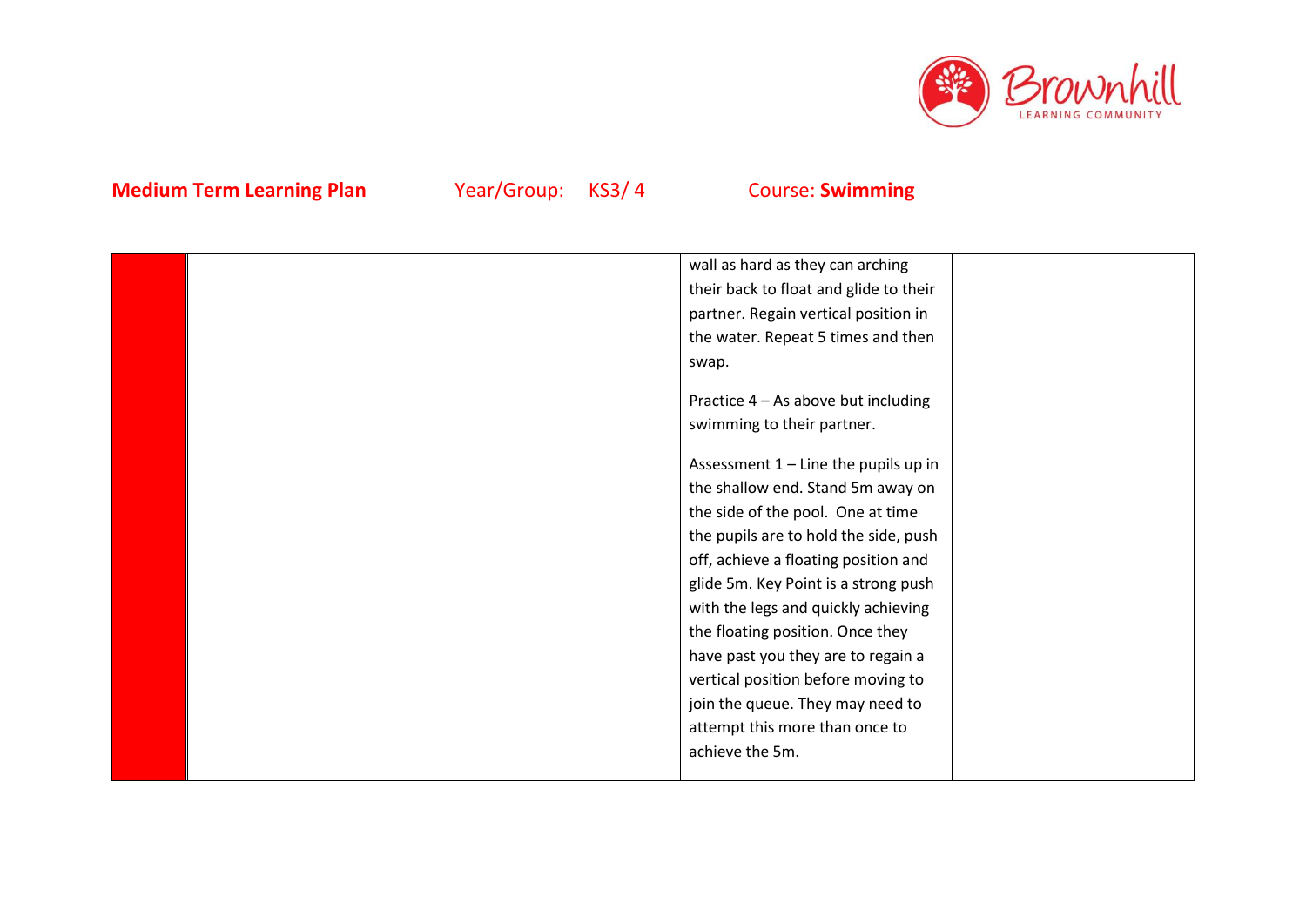**Medium Term Learning Plan** Year/Group: KS3/ 4 Course: **Swimming**

| | | | | |
|---|---|---|---|---|
| | | | wall as hard as they can arching their back to float and glide to their partner. Regain vertical position in the water. Repeat 5 times and then swap.<br><br>Practice 4 – As above but including swimming to their partner.<br><br>Assessment 1 – Line the pupils up in the shallow end. Stand 5m away on the side of the pool. One at time the pupils are to hold the side, push off, achieve a floating position and glide 5m. Key Point is a strong push with the legs and quickly achieving the floating position. Once they have past you they are to regain a vertical position before moving to join the queue. They may need to attempt this more than once to achieve the 5m. | |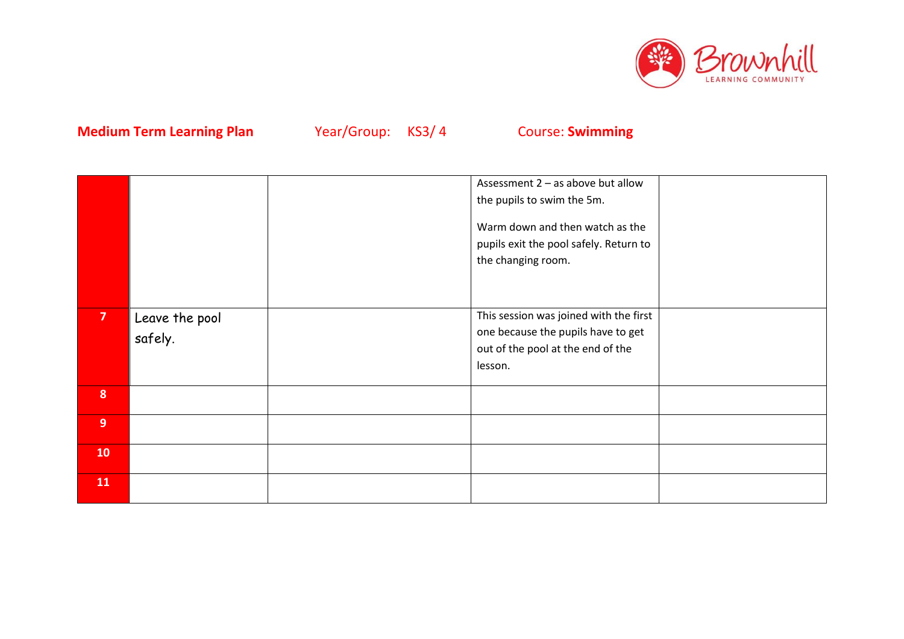**Medium Term Learning Plan** Year/Group: KS3/ 4 Course: **Swimming**

| | | | | |
|---|---|---|---|---|
| | | | Assessment 2 – as above but allow the pupils to swim the 5m.<br><br>Warm down and then watch as the pupils exit the pool safely. Return to the changing room. | |
| 7 | Leave the pool safely. | | This session was joined with the first one because the pupils have to get out of the pool at the end of the lesson. | |
| 8 | | | | |
| 9 | | | | |
| 10 | | | | |
| 11 | | | | |